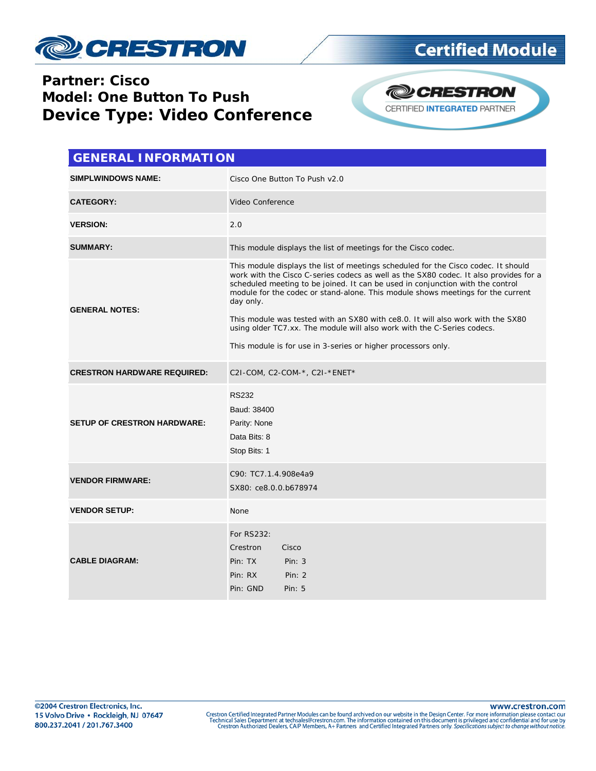# Certified Module

**Partner: Cisco**
**Model: One Button To Push**
**Device Type: Video Conference**

CRESTRON CERTIFIED INTEGRATED PARTNER

## GENERAL INFORMATION

| | |
|---|---|
| **SIMPLWINDOWS NAME:** | Cisco One Button To Push v2.0 |
| **CATEGORY:** | Video Conference |
| **VERSION:** | 2.0 |
| **SUMMARY:** | This module displays the list of meetings for the Cisco codec. |
| **GENERAL NOTES:** | This module displays the list of meetings scheduled for the Cisco codec. It should work with the Cisco C-series codecs as well as the SX80 codec. It also provides for a scheduled meeting to be joined. It can be used in conjunction with the control module for the codec or stand-alone. This module shows meetings for the current day only.<br><br>This module was tested with an SX80 with ce8.0. It will also work with the SX80 using older TC7.xx. The module will also work with the C-Series codecs.<br><br>This module is for use in 3-series or higher processors only. |
| **CRESTRON HARDWARE REQUIRED:** | C2I-COM, C2-COM-*, C2I-*ENET* |
| **SETUP OF CRESTRON HARDWARE:** | RS232<br>Baud: 38400<br>Parity: None<br>Data Bits: 8<br>Stop Bits: 1 |
| **VENDOR FIRMWARE:** | C90: TC7.1.4.908e4a9<br>SX80: ce8.0.0.b678974 |
| **VENDOR SETUP:** | None |
| **CABLE DIAGRAM:** | For RS232:<br>Crestron Cisco<br>Pin: TX Pin: 3<br>Pin: RX Pin: 2<br>Pin: GND Pin: 5 |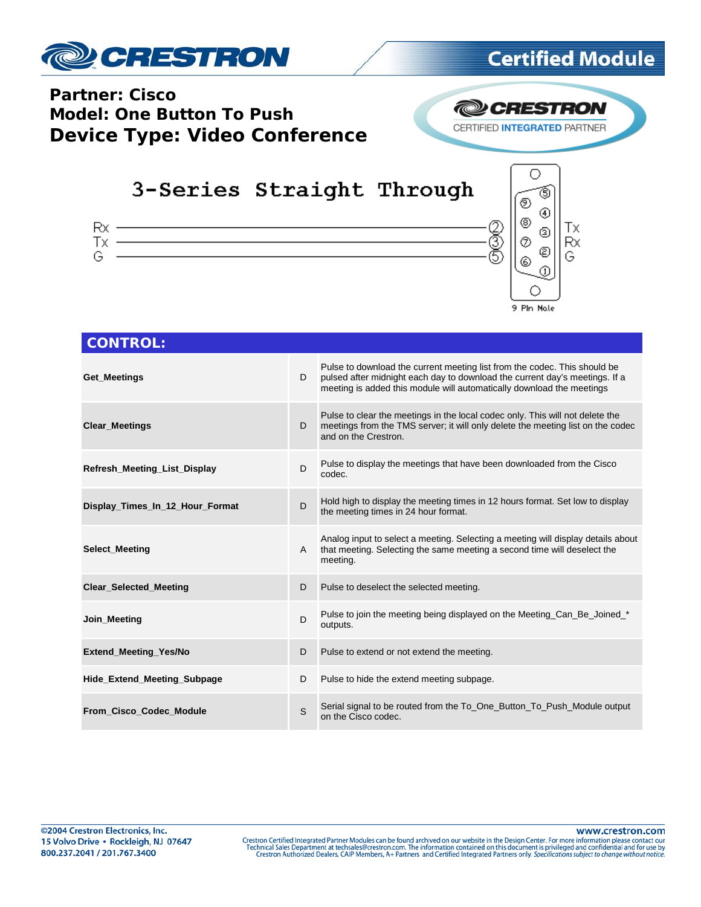**Partner: Cisco**
**Model: One Button To Push**
**Device Type: Video Conference**

## 3-Series Straight Through

| | Pin | |
|---|---|---|
| Rx | 2 | Tx |
| Tx | 3 | Rx |
| G | 5 | G |

9 Pin Male

## CONTROL:

| | | |
|---|---|---|
| **Get_Meetings** | D | Pulse to download the current meeting list from the codec. This should be pulsed after midnight each day to download the current day's meetings. If a meeting is added this module will automatically download the meetings |
| **Clear_Meetings** | D | Pulse to clear the meetings in the local codec only. This will not delete the meetings from the TMS server; it will only delete the meeting list on the codec and on the Crestron. |
| **Refresh_Meeting_List_Display** | D | Pulse to display the meetings that have been downloaded from the Cisco codec. |
| **Display_Times_In_12_Hour_Format** | D | Hold high to display the meeting times in 12 hours format. Set low to display the meeting times in 24 hour format. |
| **Select_Meeting** | A | Analog input to select a meeting. Selecting a meeting will display details about that meeting. Selecting the same meeting a second time will deselect the meeting. |
| **Clear_Selected_Meeting** | D | Pulse to deselect the selected meeting. |
| **Join_Meeting** | D | Pulse to join the meeting being displayed on the Meeting_Can_Be_Joined_* outputs. |
| **Extend_Meeting_Yes/No** | D | Pulse to extend or not extend the meeting. |
| **Hide_Extend_Meeting_Subpage** | D | Pulse to hide the extend meeting subpage. |
| **From_Cisco_Codec_Module** | S | Serial signal to be routed from the To_One_Button_To_Push_Module output on the Cisco codec. |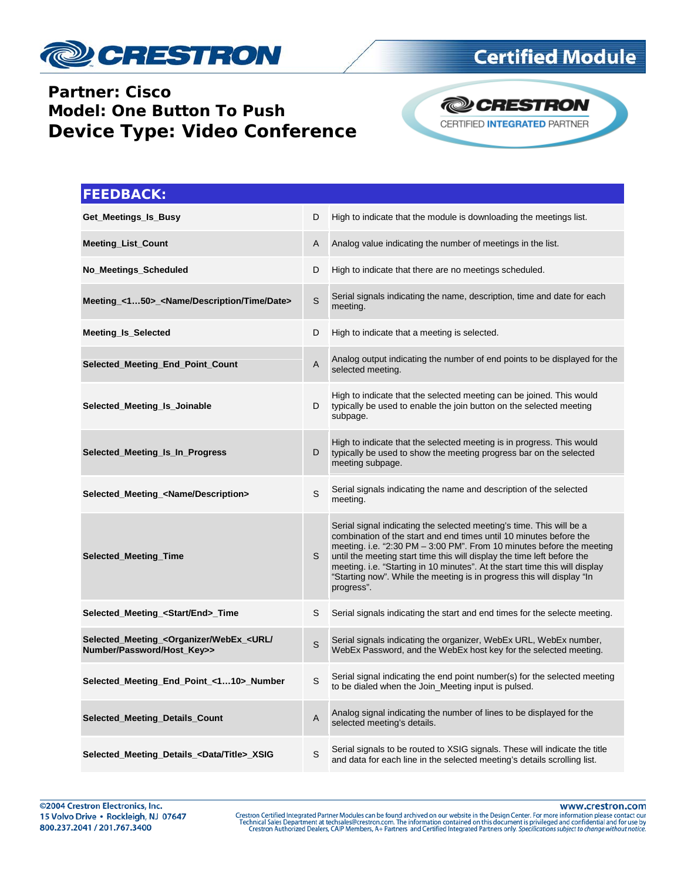**Partner: Cisco**
**Model: One Button To Push**
**Device Type: Video Conference**

## FEEDBACK:

| | | |
|---|---|---|
| **Get_Meetings_Is_Busy** | D | High to indicate that the module is downloading the meetings list. |
| **Meeting_List_Count** | A | Analog value indicating the number of meetings in the list. |
| **No_Meetings_Scheduled** | D | High to indicate that there are no meetings scheduled. |
| **Meeting_<1…50>_<Name/Description/Time/Date>** | S | Serial signals indicating the name, description, time and date for each meeting. |
| **Meeting_Is_Selected** | D | High to indicate that a meeting is selected. |
| **Selected_Meeting_End_Point_Count** | A | Analog output indicating the number of end points to be displayed for the selected meeting. |
| **Selected_Meeting_Is_Joinable** | D | High to indicate that the selected meeting can be joined. This would typically be used to enable the join button on the selected meeting subpage. |
| **Selected_Meeting_Is_In_Progress** | D | High to indicate that the selected meeting is in progress. This would typically be used to show the meeting progress bar on the selected meeting subpage. |
| **Selected_Meeting_<Name/Description>** | S | Serial signals indicating the name and description of the selected meeting. |
| **Selected_Meeting_Time** | S | Serial signal indicating the selected meeting's time. This will be a combination of the start and end times until 10 minutes before the meeting. i.e. "2:30 PM – 3:00 PM". From 10 minutes before the meeting until the meeting start time this will display the time left before the meeting. i.e. "Starting in 10 minutes". At the start time this will display "Starting now". While the meeting is in progress this will display "In progress". |
| **Selected_Meeting_<Start/End>_Time** | S | Serial signals indicating the start and end times for the selecte meeting. |
| **Selected_Meeting_<Organizer/WebEx_<URL/ Number/Password/Host_Key>>** | S | Serial signals indicating the organizer, WebEx URL, WebEx number, WebEx Password, and the WebEx host key for the selected meeting. |
| **Selected_Meeting_End_Point_<1…10>_Number** | S | Serial signal indicating the end point number(s) for the selected meeting to be dialed when the Join_Meeting input is pulsed. |
| **Selected_Meeting_Details_Count** | A | Analog signal indicating the number of lines to be displayed for the selected meeting's details. |
| **Selected_Meeting_Details_<Data/Title>_XSIG** | S | Serial signals to be routed to XSIG signals. These will indicate the title and data for each line in the selected meeting's details scrolling list. |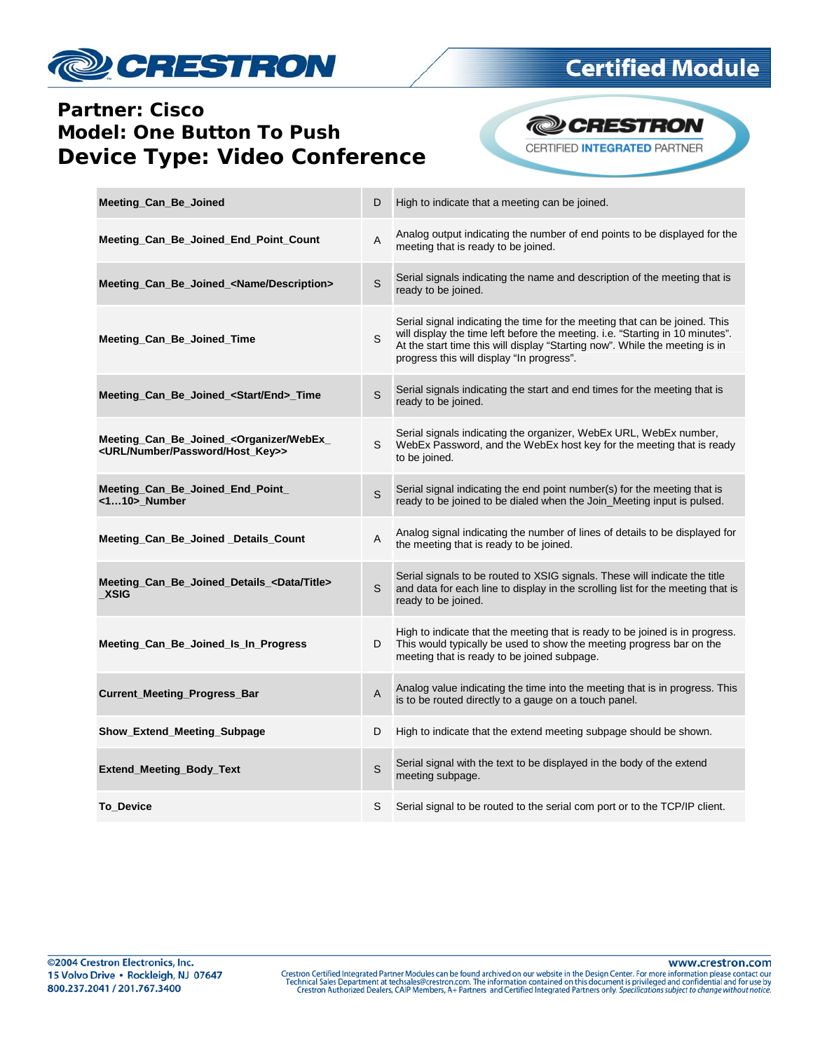| | | |
|---|---|---|
| **Meeting_Can_Be_Joined** | D | High to indicate that a meeting can be joined. |
| **Meeting_Can_Be_Joined_End_Point_Count** | A | Analog output indicating the number of end points to be displayed for the meeting that is ready to be joined. |
| **Meeting_Can_Be_Joined_<Name/Description>** | S | Serial signals indicating the name and description of the meeting that is ready to be joined. |
| **Meeting_Can_Be_Joined_Time** | S | Serial signal indicating the time for the meeting that can be joined. This will display the time left before the meeting. i.e. "Starting in 10 minutes". At the start time this will display "Starting now". While the meeting is in progress this will display "In progress". |
| **Meeting_Can_Be_Joined_<Start/End>_Time** | S | Serial signals indicating the start and end times for the meeting that is ready to be joined. |
| **Meeting_Can_Be_Joined_<Organizer/WebEx_<URL/Number/Password/Host_Key>>** | S | Serial signals indicating the organizer, WebEx URL, WebEx number, WebEx Password, and the WebEx host key for the meeting that is ready to be joined. |
| **Meeting_Can_Be_Joined_End_Point_<1…10>_Number** | S | Serial signal indicating the end point number(s) for the meeting that is ready to be joined to be dialed when the Join_Meeting input is pulsed. |
| **Meeting_Can_Be_Joined _Details_Count** | A | Analog signal indicating the number of lines of details to be displayed for the meeting that is ready to be joined. |
| **Meeting_Can_Be_Joined_Details_<Data/Title>_XSIG** | S | Serial signals to be routed to XSIG signals. These will indicate the title and data for each line to display in the scrolling list for the meeting that is ready to be joined. |
| **Meeting_Can_Be_Joined_Is_In_Progress** | D | High to indicate that the meeting that is ready to be joined is in progress. This would typically be used to show the meeting progress bar on the meeting that is ready to be joined subpage. |
| **Current_Meeting_Progress_Bar** | A | Analog value indicating the time into the meeting that is in progress. This is to be routed directly to a gauge on a touch panel. |
| **Show_Extend_Meeting_Subpage** | D | High to indicate that the extend meeting subpage should be shown. |
| **Extend_Meeting_Body_Text** | S | Serial signal with the text to be displayed in the body of the extend meeting subpage. |
| **To_Device** | S | Serial signal to be routed to the serial com port or to the TCP/IP client. |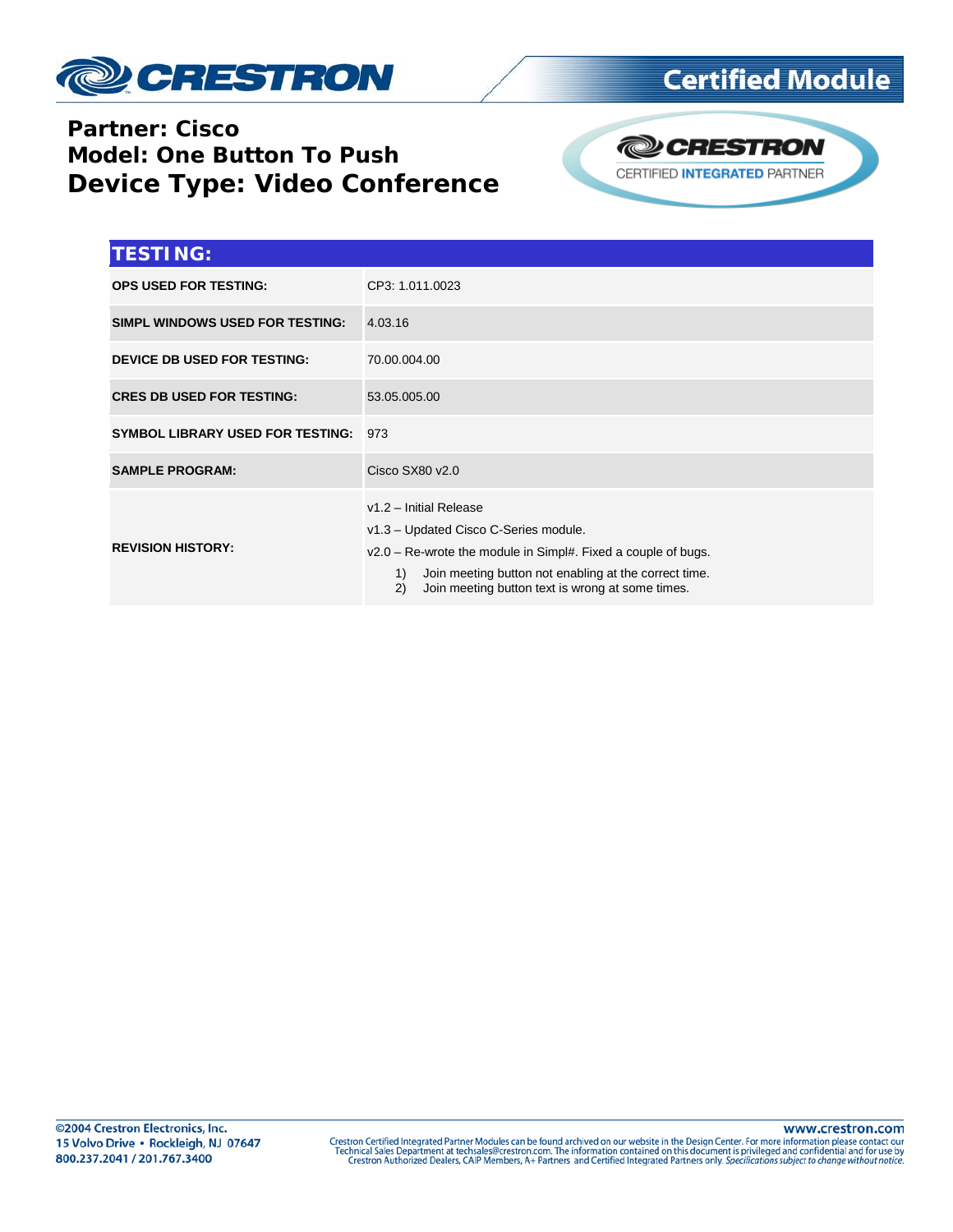**Partner: Cisco**
**Model: One Button To Push**
**Device Type: Video Conference**

## TESTING:

| | |
|---|---|
| **OPS USED FOR TESTING:** | CP3: 1.011.0023 |
| **SIMPL WINDOWS USED FOR TESTING:** | 4.03.16 |
| **DEVICE DB USED FOR TESTING:** | 70.00.004.00 |
| **CRES DB USED FOR TESTING:** | 53.05.005.00 |
| **SYMBOL LIBRARY USED FOR TESTING:** | 973 |
| **SAMPLE PROGRAM:** | Cisco SX80 v2.0 |
| **REVISION HISTORY:** | v1.2 – Initial Release<br>v1.3 – Updated Cisco C-Series module.<br>v2.0 – Re-wrote the module in Simpl#. Fixed a couple of bugs.<br>1) Join meeting button not enabling at the correct time.<br>2) Join meeting button text is wrong at some times. |